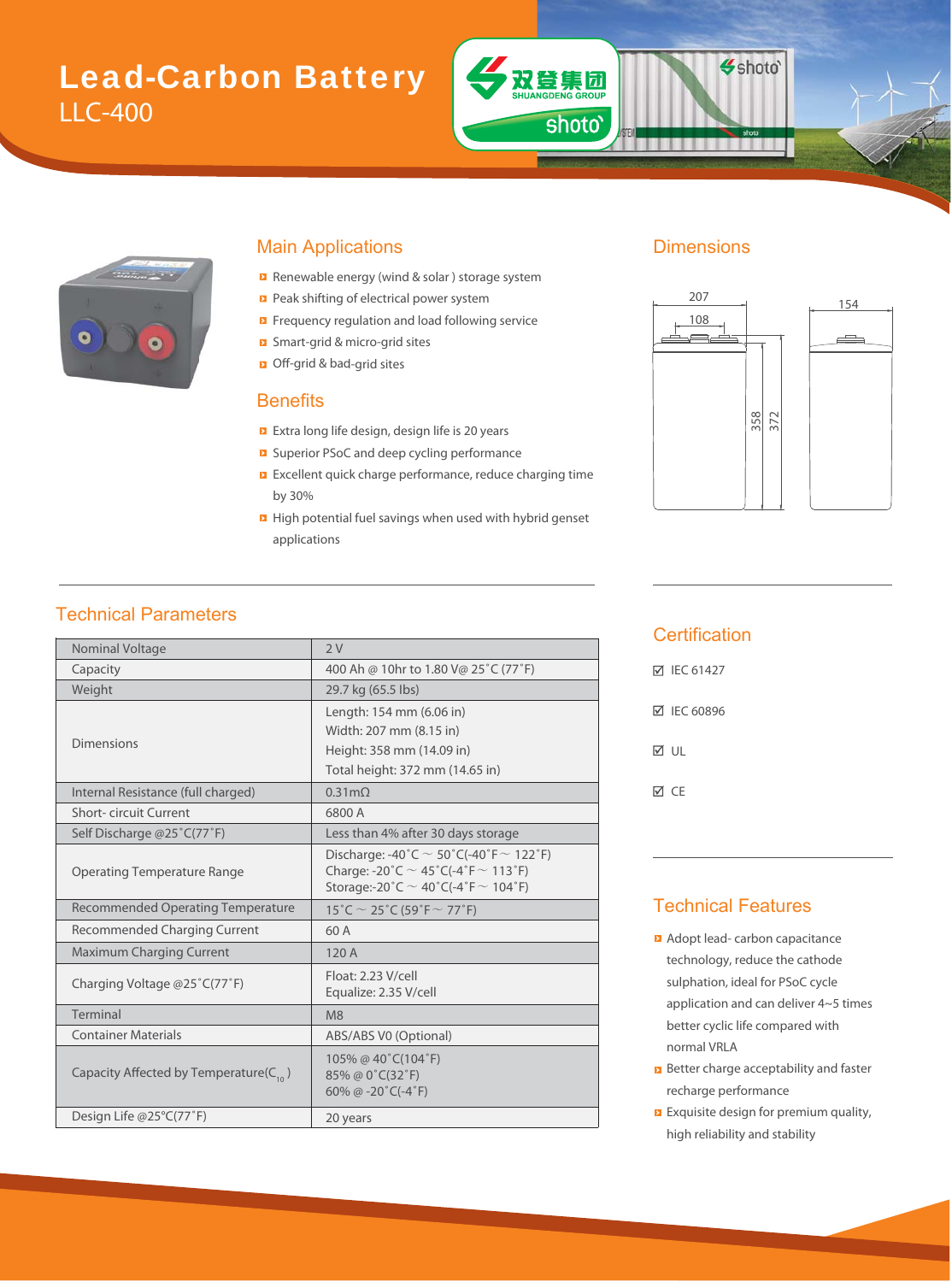# Lead-Carbon Battery

LLC-400

## Main Applications

- Renewable energy (wind & solar ) storage system
- Peak shifting of electrical power system
- Frequency regulation and load following service
- Smart-grid & micro-grid sites
- Off-grid & bad-grid sites

## Benefits

- Extra long life design, design life is 20 years
- Superior PSoC and deep cycling performance
- Excellent quick charge performance, reduce charging time by 30%
- High potential fuel savings when used with hybrid genset applications

## Dimensions

207, 108, 358, 372, 154

## Technical Parameters

| Parameter | Value |
|---|---|
| Nominal Voltage | 2 V |
| Capacity | 400 Ah @ 10hr to 1.80 V@ 25˚C (77˚F) |
| Weight | 29.7 kg (65.5 lbs) |
| Dimensions | Length: 154 mm (6.06 in)<br>Width: 207 mm (8.15 in)<br>Height: 358 mm (14.09 in)<br>Total height: 372 mm (14.65 in) |
| Internal Resistance (full charged) | 0.31mΩ |
| Short- circuit Current | 6800 A |
| Self Discharge @25˚C(77˚F) | Less than 4% after 30 days storage |
| Operating Temperature Range | Discharge: -40˚C ~ 50˚C(-40˚F ~ 122˚F)<br>Charge: -20˚C ~ 45˚C(-4˚F ~ 113˚F)<br>Storage:-20˚C ~ 40˚C(-4˚F ~ 104˚F) |
| Recommended Operating Temperature | 15˚C ~ 25˚C (59˚F ~ 77˚F) |
| Recommended Charging Current | 60 A |
| Maximum Charging Current | 120 A |
| Charging Voltage @25˚C(77˚F) | Float: 2.23 V/cell<br>Equalize: 2.35 V/cell |
| Terminal | M8 |
| Container Materials | ABS/ABS V0 (Optional) |
| Capacity Affected by Temperature($C_{10}$) | 105% @ 40˚C(104˚F)<br>85% @ 0˚C(32˚F)<br>60% @ -20˚C(-4˚F) |
| Design Life @25°C(77˚F) | 20 years |

## Certification

- ☑ IEC 61427
- ☑ IEC 60896
- ☑ UL
- ☑ CE

## Technical Features

- Adopt lead- carbon capacitance technology, reduce the cathode sulphation, ideal for PSoC cycle application and can deliver 4~5 times better cyclic life compared with normal VRLA
- Better charge acceptability and faster recharge performance
- Exquisite design for premium quality, high reliability and stability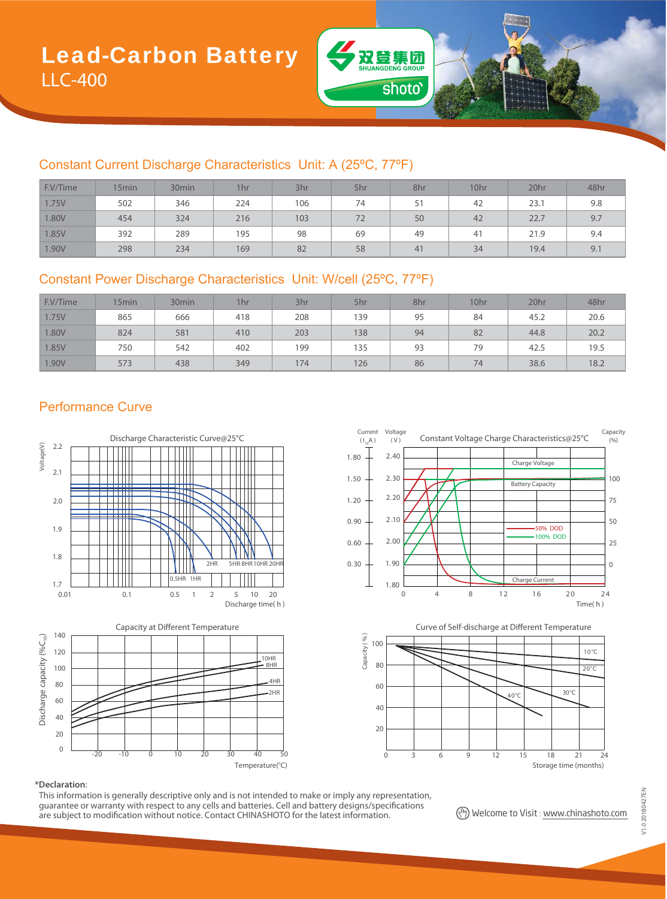# Lead-Carbon Battery

LLC-400

双登集团
SHUANGDENG GROUP
shoto

## Constant Current Discharge Characteristics Unit: A (25ºC, 77ºF)

| F.V/Time | 15min | 30min | 1hr | 3hr | 5hr | 8hr | 10hr | 20hr | 48hr |
|---|---|---|---|---|---|---|---|---|---|
| 1.75V | 502 | 346 | 224 | 106 | 74 | 51 | 42 | 23.1 | 9.8 |
| 1.80V | 454 | 324 | 216 | 103 | 72 | 50 | 42 | 22.7 | 9.7 |
| 1.85V | 392 | 289 | 195 | 98 | 69 | 49 | 41 | 21.9 | 9.4 |
| 1.90V | 298 | 234 | 169 | 82 | 58 | 41 | 34 | 19.4 | 9.1 |

## Constant Power Discharge Characteristics Unit: W/cell (25ºC, 77ºF)

| F.V/Time | 15min | 30min | 1hr | 3hr | 5hr | 8hr | 10hr | 20hr | 48hr |
|---|---|---|---|---|---|---|---|---|---|
| 1.75V | 865 | 666 | 418 | 208 | 139 | 95 | 84 | 45.2 | 20.6 |
| 1.80V | 824 | 581 | 410 | 203 | 138 | 94 | 82 | 44.8 | 20.2 |
| 1.85V | 750 | 542 | 402 | 199 | 135 | 93 | 79 | 42.5 | 19.5 |
| 1.90V | 573 | 438 | 349 | 174 | 126 | 86 | 74 | 38.6 | 18.2 |

## Performance Curve

Discharge Characteristic Curve@25°C

Voltage(V)

2.2
2.1
2.0
1.9
1.8
1.7

0.5HR 1HR 2HR 5HR 8HR 10HR 20HR

0.01 0.1 0.5 1 2 5 10 20

Discharge time( h )

Constant Voltage Charge Characteristics@25°C

Current ($I_{10}$A) Voltage (V) Capacity (%)

1.80 2.40
1.50 2.30 100
1.20 2.20 75
0.90 2.10 50
0.60 2.00 25
0.30 1.90 0
1.80

Charge Voltage
Battery Capacity
50% DOD
100% DOD
Charge Current

0 4 8 12 16 20 24

Time( h )

Capacity at Different Temperature

Discharge capacity (%$C_{10}$)

140
120
100
80
60
40
20
0

10HR
8HR
4HR
2HR

-20 -10 0 10 20 30 40 50

Temperature(°C)

Curve of Self-discharge at Different Temperature

Capacity ( % )

100
80
60
40
20

10°C
20°C
30°C
40°C

0 3 6 9 12 15 18 21 24

Storage time (months)

**\*Declaration:**

This information is generally descriptive only and is not intended to make or imply any representation, guarantee or warranty with respect to any cells and batteries. Cell and battery designs/specifications are subject to modification without notice. Contact CHINASHOTO for the latest information.

Welcome to Visit : www.chinashoto.com

V1.0 20180427EN